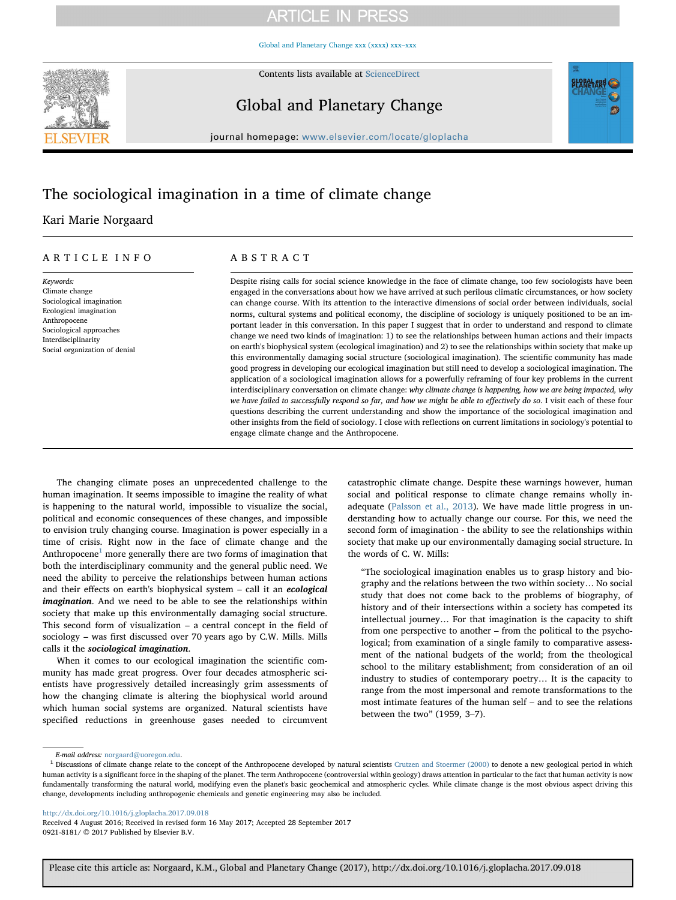# The sociological imagination in a time of climate change

Kari Marie Norgaard

## ARTICLE INFO

*Keywords:*
Climate change
Sociological imagination
Ecological imagination
Anthropocene
Sociological approaches
Interdisciplinarity
Social organization of denial

## ABSTRACT

Despite rising calls for social science knowledge in the face of climate change, too few sociologists have been engaged in the conversations about how we have arrived at such perilous climatic circumstances, or how society can change course. With its attention to the interactive dimensions of social order between individuals, social norms, cultural systems and political economy, the discipline of sociology is uniquely positioned to be an important leader in this conversation. In this paper I suggest that in order to understand and respond to climate change we need two kinds of imagination: 1) to see the relationships between human actions and their impacts on earth's biophysical system (ecological imagination) and 2) to see the relationships within society that make up this environmentally damaging social structure (sociological imagination). The scientific community has made good progress in developing our ecological imagination but still need to develop a sociological imagination. The application of a sociological imagination allows for a powerfully reframing of four key problems in the current interdisciplinary conversation on climate change: *why climate change is happening, how we are being impacted, why we have failed to successfully respond so far, and how we might be able to effectively do so*. I visit each of these four questions describing the current understanding and show the importance of the sociological imagination and other insights from the field of sociology. I close with reflections on current limitations in sociology's potential to engage climate change and the Anthropocene.

The changing climate poses an unprecedented challenge to the human imagination. It seems impossible to imagine the reality of what is happening to the natural world, impossible to visualize the social, political and economic consequences of these changes, and impossible to envision truly changing course. Imagination is power especially in a time of crisis. Right now in the face of climate change and the Anthropocene[1] more generally there are two forms of imagination that both the interdisciplinary community and the general public need. We need the ability to perceive the relationships between human actions and their effects on earth's biophysical system – call it an ***ecological imagination***. And we need to be able to see the relationships within society that make up this environmentally damaging social structure. This second form of visualization – a central concept in the field of sociology – was first discussed over 70 years ago by C.W. Mills. Mills calls it the ***sociological imagination***.

When it comes to our ecological imagination the scientific community has made great progress. Over four decades atmospheric scientists have progressively detailed increasingly grim assessments of how the changing climate is altering the biophysical world around which human social systems are organized. Natural scientists have specified reductions in greenhouse gases needed to circumvent catastrophic climate change. Despite these warnings however, human social and political response to climate change remains wholly inadequate (Palsson et al., 2013). We have made little progress in understanding how to actually change our course. For this, we need the second form of imagination - the ability to see the relationships within society that make up our environmentally damaging social structure. In the words of C. W. Mills:

> "The sociological imagination enables us to grasp history and biography and the relations between the two within society… No social study that does not come back to the problems of biography, of history and of their intersections within a society has competed its intellectual journey… For that imagination is the capacity to shift from one perspective to another – from the political to the psychological; from examination of a single family to comparative assessment of the national budgets of the world; from the theological school to the military establishment; from consideration of an oil industry to studies of contemporary poetry… It is the capacity to range from the most impersonal and remote transformations to the most intimate features of the human self – and to see the relations between the two" (1959, 3–7).

*E-mail address:* norgaard@uoregon.edu.

[1] Discussions of climate change relate to the concept of the Anthropocene developed by natural scientists Crutzen and Stoermer (2000) to denote a new geological period in which human activity is a significant force in the shaping of the planet. The term Anthropocene (controversial within geology) draws attention in particular to the fact that human activity is now fundamentally transforming the natural world, modifying even the planet's basic geochemical and atmospheric cycles. While climate change is the most obvious aspect driving this change, developments including anthropogenic chemicals and genetic engineering may also be included.

http://dx.doi.org/10.1016/j.gloplacha.2017.09.018
Received 4 August 2016; Received in revised form 16 May 2017; Accepted 28 September 2017
0921-8181/ © 2017 Published by Elsevier B.V.

Please cite this article as: Norgaard, K.M., Global and Planetary Change (2017), http://dx.doi.org/10.1016/j.gloplacha.2017.09.018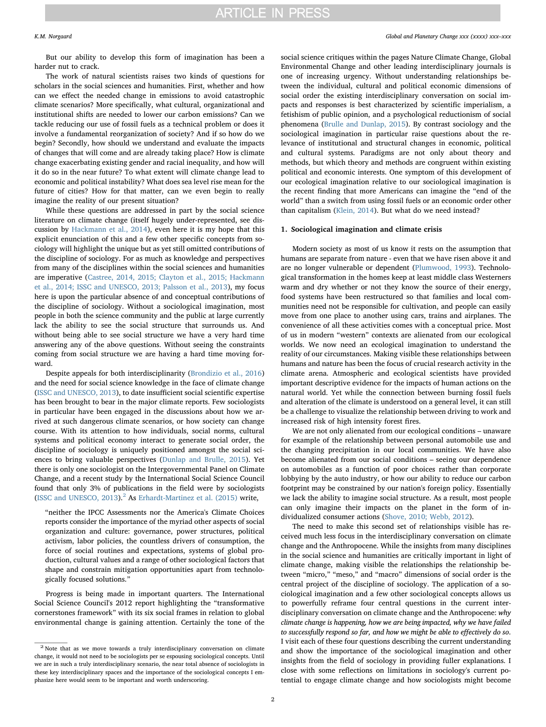But our ability to develop this form of imagination has been a harder nut to crack.

The work of natural scientists raises two kinds of questions for scholars in the social sciences and humanities. First, whether and how can we effect the needed change in emissions to avoid catastrophic climate scenarios? More specifically, what cultural, organizational and institutional shifts are needed to lower our carbon emissions? Can we tackle reducing our use of fossil fuels as a technical problem or does it involve a fundamental reorganization of society? And if so how do we begin? Secondly, how should we understand and evaluate the impacts of changes that will come and are already taking place? How is climate change exacerbating existing gender and racial inequality, and how will it do so in the near future? To what extent will climate change lead to economic and political instability? What does sea level rise mean for the future of cities? How for that matter, can we even begin to really imagine the reality of our present situation?

While these questions are addressed in part by the social science literature on climate change (itself hugely under-represented, see discussion by Hackmann et al., 2014), even here it is my hope that this explicit enunciation of this and a few other specific concepts from sociology will highlight the unique but as yet still omitted contributions of the discipline of sociology. For as much as knowledge and perspectives from many of the disciplines within the social sciences and humanities are imperative (Castree, 2014, 2015; Clayton et al., 2015; Hackmann et al., 2014; ISSC and UNESCO, 2013; Palsson et al., 2013), my focus here is upon the particular absence of and conceptual contributions of the discipline of sociology. Without a sociological imagination, most people in both the science community and the public at large currently lack the ability to see the social structure that surrounds us. And without being able to see social structure we have a very hard time answering any of the above questions. Without seeing the constraints coming from social structure we are having a hard time moving forward.

Despite appeals for both interdisciplinarity (Brondizio et al., 2016) and the need for social science knowledge in the face of climate change (ISSC and UNESCO, 2013), to date insufficient social scientific expertise has been brought to bear in the major climate reports. Few sociologists in particular have been engaged in the discussions about how we arrived at such dangerous climate scenarios, or how society can change course. With its attention to how individuals, social norms, cultural systems and political economy interact to generate social order, the discipline of sociology is uniquely positioned amongst the social sciences to bring valuable perspectives (Dunlap and Brulle, 2015). Yet there is only one sociologist on the Intergovernmental Panel on Climate Change, and a recent study by the International Social Science Council found that only 3% of publications in the field were by sociologists (ISSC and UNESCO, 2013).[2] As Erhardt-Martinez et al. (2015) write,

> "neither the IPCC Assessments nor the America's Climate Choices reports consider the importance of the myriad other aspects of social organization and culture: governance, power structures, political activism, labor policies, the countless drivers of consumption, the force of social routines and expectations, systems of global production, cultural values and a range of other sociological factors that shape and constrain mitigation opportunities apart from technologically focused solutions."

Progress is being made in important quarters. The International Social Science Council's 2012 report highlighting the "transformative cornerstones framework" with its six social frames in relation to global environmental change is gaining attention. Certainly the tone of the social science critiques within the pages Nature Climate Change, Global Environmental Change and other leading interdisciplinary journals is one of increasing urgency. Without understanding relationships between the individual, cultural and political economic dimensions of social order the existing interdisciplinary conversation on social impacts and responses is best characterized by scientific imperialism, a fetishism of public opinion, and a psychological reductionism of social phenomena (Brulle and Dunlap, 2015). By contrast sociology and the sociological imagination in particular raise questions about the relevance of institutional and structural changes in economic, political and cultural systems. Paradigms are not only about theory and methods, but which theory and methods are congruent within existing political and economic interests. One symptom of this development of our ecological imagination relative to our sociological imagination is the recent finding that more Americans can imagine the "end of the world" than a switch from using fossil fuels or an economic order other than capitalism (Klein, 2014). But what do we need instead?

## 1. Sociological imagination and climate crisis

Modern society as most of us know it rests on the assumption that humans are separate from nature - even that we have risen above it and are no longer vulnerable or dependent (Plumwood, 1993). Technological transformation in the homes keep at least middle class Westerners warm and dry whether or not they know the source of their energy, food systems have been restructured so that families and local communities need not be responsible for cultivation, and people can easily move from one place to another using cars, trains and airplanes. The convenience of all these activities comes with a conceptual price. Most of us in modern "western" contexts are alienated from our ecological worlds. We now need an ecological imagination to understand the reality of our circumstances. Making visible these relationships between humans and nature has been the focus of crucial research activity in the climate arena. Atmospheric and ecological scientists have provided important descriptive evidence for the impacts of human actions on the natural world. Yet while the connection between burning fossil fuels and alteration of the climate is understood on a general level, it can still be a challenge to visualize the relationship between driving to work and increased risk of high intensity forest fires.

We are not only alienated from our ecological conditions – unaware for example of the relationship between personal automobile use and the changing precipitation in our local communities. We have also become alienated from our social conditions – seeing our dependence on automobiles as a function of poor choices rather than corporate lobbying by the auto industry, or how our ability to reduce our carbon footprint may be constrained by our nation's foreign policy. Essentially we lack the ability to imagine social structure. As a result, most people can only imagine their impacts on the planet in the form of individualized consumer actions (Shove, 2010; Webb, 2012).

The need to make this second set of relationships visible has received much less focus in the interdisciplinary conversation on climate change and the Anthropocene. While the insights from many disciplines in the social science and humanities are critically important in light of climate change, making visible the relationships the relationship between "micro," "meso," and "macro" dimensions of social order is the central project of the discipline of sociology. The application of a sociological imagination and a few other sociological concepts allows us to powerfully reframe four central questions in the current interdisciplinary conversation on climate change and the Anthropocene: *why climate change is happening, how we are being impacted, why we have failed to successfully respond so far, and how we might be able to effectively do so*. I visit each of these four questions describing the current understanding and show the importance of the sociological imagination and other insights from the field of sociology in providing fuller explanations. I close with some reflections on limitations in sociology's current potential to engage climate change and how sociologists might become

[2] Note that as we move towards a truly interdisciplinary conversation on climate change, it would not need to be sociologists per se espousing sociological concepts. Until we are in such a truly interdisciplinary scenario, the near total absence of sociologists in these key interdisciplinary spaces and the importance of the sociological concepts I emphasize here would seem to be important and worth underscoring.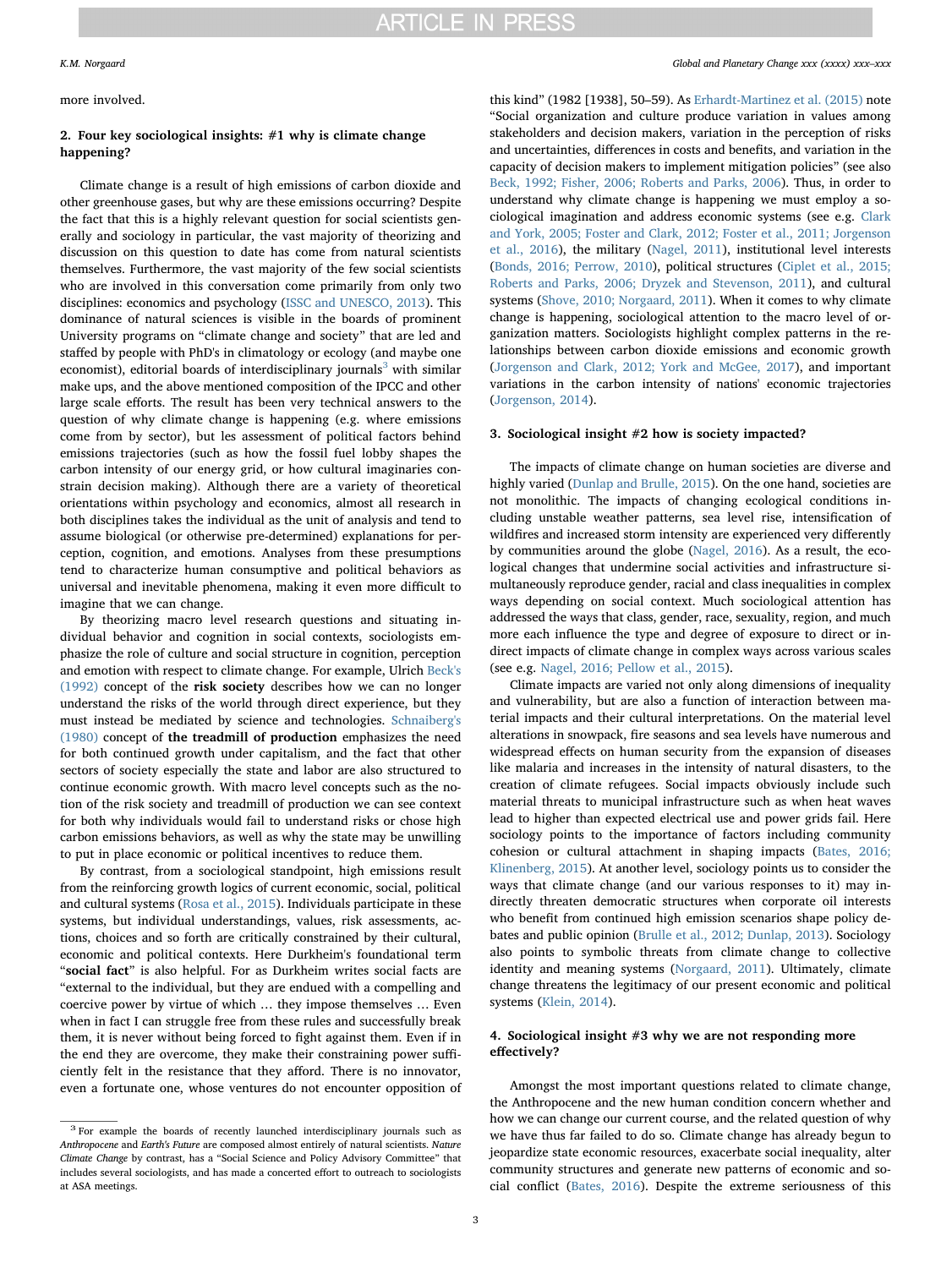more involved.

## 2. Four key sociological insights: #1 why is climate change happening?

Climate change is a result of high emissions of carbon dioxide and other greenhouse gases, but why are these emissions occurring? Despite the fact that this is a highly relevant question for social scientists generally and sociology in particular, the vast majority of theorizing and discussion on this question to date has come from natural scientists themselves. Furthermore, the vast majority of the few social scientists who are involved in this conversation come primarily from only two disciplines: economics and psychology (ISSC and UNESCO, 2013). This dominance of natural sciences is visible in the boards of prominent University programs on "climate change and society" that are led and staffed by people with PhD's in climatology or ecology (and maybe one economist), editorial boards of interdisciplinary journals[3] with similar make ups, and the above mentioned composition of the IPCC and other large scale efforts. The result has been very technical answers to the question of why climate change is happening (e.g. where emissions come from by sector), but les assessment of political factors behind emissions trajectories (such as how the fossil fuel lobby shapes the carbon intensity of our energy grid, or how cultural imaginaries constrain decision making). Although there are a variety of theoretical orientations within psychology and economics, almost all research in both disciplines takes the individual as the unit of analysis and tend to assume biological (or otherwise pre-determined) explanations for perception, cognition, and emotions. Analyses from these presumptions tend to characterize human consumptive and political behaviors as universal and inevitable phenomena, making it even more difficult to imagine that we can change.

By theorizing macro level research questions and situating individual behavior and cognition in social contexts, sociologists emphasize the role of culture and social structure in cognition, perception and emotion with respect to climate change. For example, Ulrich Beck's (1992) concept of the **risk society** describes how we can no longer understand the risks of the world through direct experience, but they must instead be mediated by science and technologies. Schnaiberg's (1980) concept of **the treadmill of production** emphasizes the need for both continued growth under capitalism, and the fact that other sectors of society especially the state and labor are also structured to continue economic growth. With macro level concepts such as the notion of the risk society and treadmill of production we can see context for both why individuals would fail to understand risks or chose high carbon emissions behaviors, as well as why the state may be unwilling to put in place economic or political incentives to reduce them.

By contrast, from a sociological standpoint, high emissions result from the reinforcing growth logics of current economic, social, political and cultural systems (Rosa et al., 2015). Individuals participate in these systems, but individual understandings, values, risk assessments, actions, choices and so forth are critically constrained by their cultural, economic and political contexts. Here Durkheim's foundational term "**social fact**" is also helpful. For as Durkheim writes social facts are "external to the individual, but they are endued with a compelling and coercive power by virtue of which … they impose themselves … Even when in fact I can struggle free from these rules and successfully break them, it is never without being forced to fight against them. Even if in the end they are overcome, they make their constraining power sufficiently felt in the resistance that they afford. There is no innovator, even a fortunate one, whose ventures do not encounter opposition of this kind" (1982 [1938], 50–59). As Erhardt-Martinez et al. (2015) note "Social organization and culture produce variation in values among stakeholders and decision makers, variation in the perception of risks and uncertainties, differences in costs and benefits, and variation in the capacity of decision makers to implement mitigation policies" (see also Beck, 1992; Fisher, 2006; Roberts and Parks, 2006). Thus, in order to understand why climate change is happening we must employ a sociological imagination and address economic systems (see e.g. Clark and York, 2005; Foster and Clark, 2012; Foster et al., 2011; Jorgenson et al., 2016), the military (Nagel, 2011), institutional level interests (Bonds, 2016; Perrow, 2010), political structures (Ciplet et al., 2015; Roberts and Parks, 2006; Dryzek and Stevenson, 2011), and cultural systems (Shove, 2010; Norgaard, 2011). When it comes to why climate change is happening, sociological attention to the macro level of organization matters. Sociologists highlight complex patterns in the relationships between carbon dioxide emissions and economic growth (Jorgenson and Clark, 2012; York and McGee, 2017), and important variations in the carbon intensity of nations' economic trajectories (Jorgenson, 2014).

## 3. Sociological insight #2 how is society impacted?

The impacts of climate change on human societies are diverse and highly varied (Dunlap and Brulle, 2015). On the one hand, societies are not monolithic. The impacts of changing ecological conditions including unstable weather patterns, sea level rise, intensification of wildfires and increased storm intensity are experienced very differently by communities around the globe (Nagel, 2016). As a result, the ecological changes that undermine social activities and infrastructure simultaneously reproduce gender, racial and class inequalities in complex ways depending on social context. Much sociological attention has addressed the ways that class, gender, race, sexuality, region, and much more each influence the type and degree of exposure to direct or indirect impacts of climate change in complex ways across various scales (see e.g. Nagel, 2016; Pellow et al., 2015).

Climate impacts are varied not only along dimensions of inequality and vulnerability, but are also a function of interaction between material impacts and their cultural interpretations. On the material level alterations in snowpack, fire seasons and sea levels have numerous and widespread effects on human security from the expansion of diseases like malaria and increases in the intensity of natural disasters, to the creation of climate refugees. Social impacts obviously include such material threats to municipal infrastructure such as when heat waves lead to higher than expected electrical use and power grids fail. Here sociology points to the importance of factors including community cohesion or cultural attachment in shaping impacts (Bates, 2016; Klinenberg, 2015). At another level, sociology points us to consider the ways that climate change (and our various responses to it) may indirectly threaten democratic structures when corporate oil interests who benefit from continued high emission scenarios shape policy debates and public opinion (Brulle et al., 2012; Dunlap, 2013). Sociology also points to symbolic threats from climate change to collective identity and meaning systems (Norgaard, 2011). Ultimately, climate change threatens the legitimacy of our present economic and political systems (Klein, 2014).

## 4. Sociological insight #3 why we are not responding more effectively?

Amongst the most important questions related to climate change, the Anthropocene and the new human condition concern whether and how we can change our current course, and the related question of why we have thus far failed to do so. Climate change has already begun to jeopardize state economic resources, exacerbate social inequality, alter community structures and generate new patterns of economic and social conflict (Bates, 2016). Despite the extreme seriousness of this

[3] For example the boards of recently launched interdisciplinary journals such as *Anthropocene* and *Earth's Future* are composed almost entirely of natural scientists. *Nature Climate Change* by contrast, has a "Social Science and Policy Advisory Committee" that includes several sociologists, and has made a concerted effort to outreach to sociologists at ASA meetings.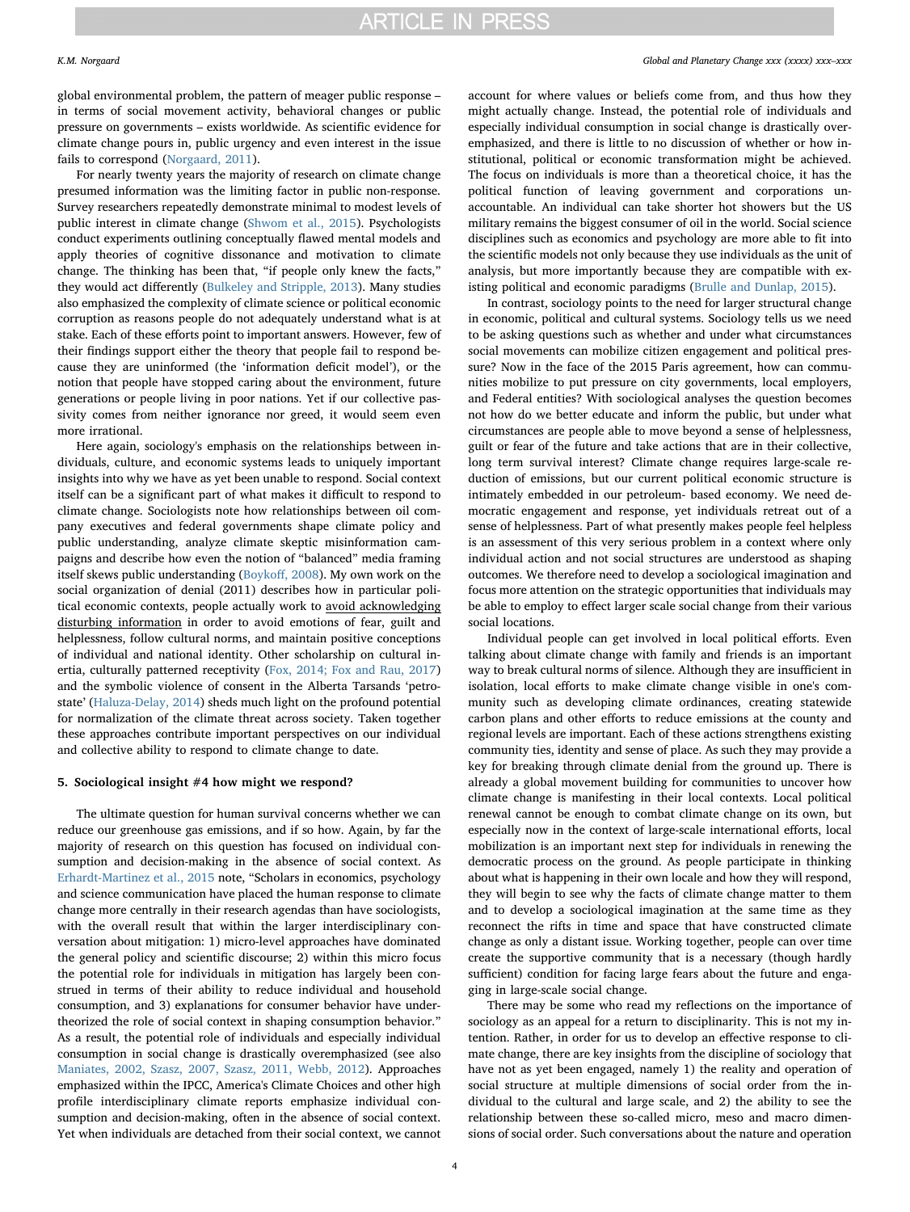global environmental problem, the pattern of meager public response – in terms of social movement activity, behavioral changes or public pressure on governments – exists worldwide. As scientific evidence for climate change pours in, public urgency and even interest in the issue fails to correspond (Norgaard, 2011).

For nearly twenty years the majority of research on climate change presumed information was the limiting factor in public non-response. Survey researchers repeatedly demonstrate minimal to modest levels of public interest in climate change (Shwom et al., 2015). Psychologists conduct experiments outlining conceptually flawed mental models and apply theories of cognitive dissonance and motivation to climate change. The thinking has been that, "if people only knew the facts," they would act differently (Bulkeley and Stripple, 2013). Many studies also emphasized the complexity of climate science or political economic corruption as reasons people do not adequately understand what is at stake. Each of these efforts point to important answers. However, few of their findings support either the theory that people fail to respond because they are uninformed (the 'information deficit model'), or the notion that people have stopped caring about the environment, future generations or people living in poor nations. Yet if our collective passivity comes from neither ignorance nor greed, it would seem even more irrational.

Here again, sociology's emphasis on the relationships between individuals, culture, and economic systems leads to uniquely important insights into why we have as yet been unable to respond. Social context itself can be a significant part of what makes it difficult to respond to climate change. Sociologists note how relationships between oil company executives and federal governments shape climate policy and public understanding, analyze climate skeptic misinformation campaigns and describe how even the notion of "balanced" media framing itself skews public understanding (Boykoff, 2008). My own work on the social organization of denial (2011) describes how in particular political economic contexts, people actually work to avoid acknowledging disturbing information in order to avoid emotions of fear, guilt and helplessness, follow cultural norms, and maintain positive conceptions of individual and national identity. Other scholarship on cultural inertia, culturally patterned receptivity (Fox, 2014; Fox and Rau, 2017) and the symbolic violence of consent in the Alberta Tarsands 'petrostate' (Haluza-Delay, 2014) sheds much light on the profound potential for normalization of the climate threat across society. Taken together these approaches contribute important perspectives on our individual and collective ability to respond to climate change to date.

## 5. Sociological insight #4 how might we respond?

The ultimate question for human survival concerns whether we can reduce our greenhouse gas emissions, and if so how. Again, by far the majority of research on this question has focused on individual consumption and decision-making in the absence of social context. As Erhardt-Martinez et al., 2015 note, "Scholars in economics, psychology and science communication have placed the human response to climate change more centrally in their research agendas than have sociologists, with the overall result that within the larger interdisciplinary conversation about mitigation: 1) micro-level approaches have dominated the general policy and scientific discourse; 2) within this micro focus the potential role for individuals in mitigation has largely been construed in terms of their ability to reduce individual and household consumption, and 3) explanations for consumer behavior have undertheorized the role of social context in shaping consumption behavior." As a result, the potential role of individuals and especially individual consumption in social change is drastically overemphasized (see also Maniates, 2002, Szasz, 2007, Szasz, 2011, Webb, 2012). Approaches emphasized within the IPCC, America's Climate Choices and other high profile interdisciplinary climate reports emphasize individual consumption and decision-making, often in the absence of social context. Yet when individuals are detached from their social context, we cannot account for where values or beliefs come from, and thus how they might actually change. Instead, the potential role of individuals and especially individual consumption in social change is drastically overemphasized, and there is little to no discussion of whether or how institutional, political or economic transformation might be achieved. The focus on individuals is more than a theoretical choice, it has the political function of leaving government and corporations unaccountable. An individual can take shorter hot showers but the US military remains the biggest consumer of oil in the world. Social science disciplines such as economics and psychology are more able to fit into the scientific models not only because they use individuals as the unit of analysis, but more importantly because they are compatible with existing political and economic paradigms (Brulle and Dunlap, 2015).

In contrast, sociology points to the need for larger structural change in economic, political and cultural systems. Sociology tells us we need to be asking questions such as whether and under what circumstances social movements can mobilize citizen engagement and political pressure? Now in the face of the 2015 Paris agreement, how can communities mobilize to put pressure on city governments, local employers, and Federal entities? With sociological analyses the question becomes not how do we better educate and inform the public, but under what circumstances are people able to move beyond a sense of helplessness, guilt or fear of the future and take actions that are in their collective, long term survival interest? Climate change requires large-scale reduction of emissions, but our current political economic structure is intimately embedded in our petroleum- based economy. We need democratic engagement and response, yet individuals retreat out of a sense of helplessness. Part of what presently makes people feel helpless is an assessment of this very serious problem in a context where only individual action and not social structures are understood as shaping outcomes. We therefore need to develop a sociological imagination and focus more attention on the strategic opportunities that individuals may be able to employ to effect larger scale social change from their various social locations.

Individual people can get involved in local political efforts. Even talking about climate change with family and friends is an important way to break cultural norms of silence. Although they are insufficient in isolation, local efforts to make climate change visible in one's community such as developing climate ordinances, creating statewide carbon plans and other efforts to reduce emissions at the county and regional levels are important. Each of these actions strengthens existing community ties, identity and sense of place. As such they may provide a key for breaking through climate denial from the ground up. There is already a global movement building for communities to uncover how climate change is manifesting in their local contexts. Local political renewal cannot be enough to combat climate change on its own, but especially now in the context of large-scale international efforts, local mobilization is an important next step for individuals in renewing the democratic process on the ground. As people participate in thinking about what is happening in their own locale and how they will respond, they will begin to see why the facts of climate change matter to them and to develop a sociological imagination at the same time as they reconnect the rifts in time and space that have constructed climate change as only a distant issue. Working together, people can over time create the supportive community that is a necessary (though hardly sufficient) condition for facing large fears about the future and engaging in large-scale social change.

There may be some who read my reflections on the importance of sociology as an appeal for a return to disciplinarity. This is not my intention. Rather, in order for us to develop an effective response to climate change, there are key insights from the discipline of sociology that have not as yet been engaged, namely 1) the reality and operation of social structure at multiple dimensions of social order from the individual to the cultural and large scale, and 2) the ability to see the relationship between these so-called micro, meso and macro dimensions of social order. Such conversations about the nature and operation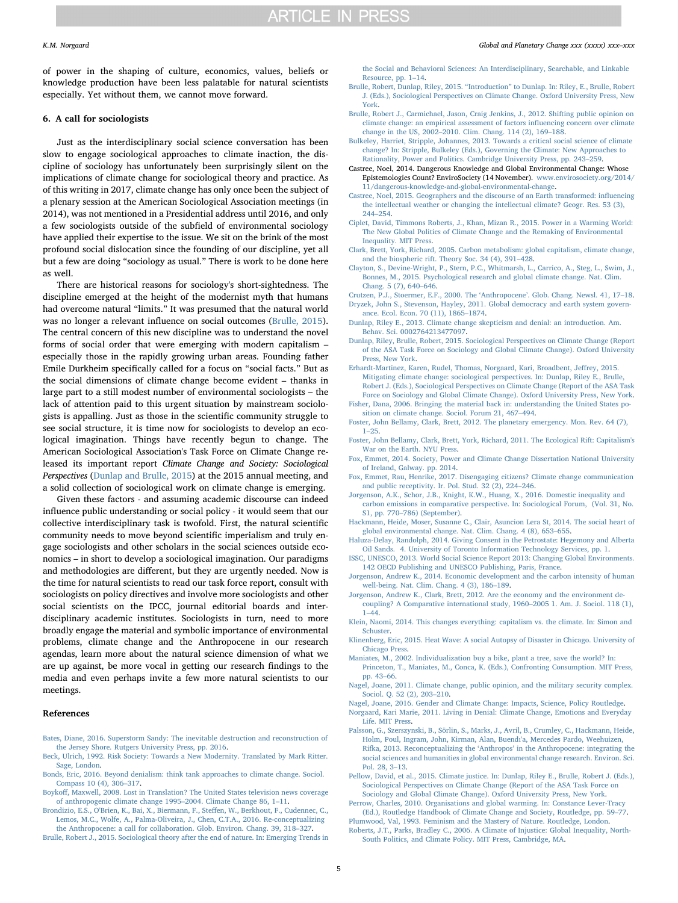of power in the shaping of culture, economics, values, beliefs or knowledge production have been less palatable for natural scientists especially. Yet without them, we cannot move forward.

## 6. A call for sociologists

Just as the interdisciplinary social science conversation has been slow to engage sociological approaches to climate inaction, the discipline of sociology has unfortunately been surprisingly silent on the implications of climate change for sociological theory and practice. As of this writing in 2017, climate change has only once been the subject of a plenary session at the American Sociological Association meetings (in 2014), was not mentioned in a Presidential address until 2016, and only a few sociologists outside of the subfield of environmental sociology have applied their expertise to the issue. We sit on the brink of the most profound social dislocation since the founding of our discipline, yet all but a few are doing "sociology as usual." There is work to be done here as well.

There are historical reasons for sociology's short-sightedness. The discipline emerged at the height of the modernist myth that humans had overcome natural "limits." It was presumed that the natural world was no longer a relevant influence on social outcomes (Brulle, 2015). The central concern of this new discipline was to understand the novel forms of social order that were emerging with modern capitalism – especially those in the rapidly growing urban areas. Founding father Emile Durkheim specifically called for a focus on "social facts." But as the social dimensions of climate change become evident – thanks in large part to a still modest number of environmental sociologists – the lack of attention paid to this urgent situation by mainstream sociologists is appalling. Just as those in the scientific community struggle to see social structure, it is time now for sociologists to develop an ecological imagination. Things have recently begun to change. The American Sociological Association's Task Force on Climate Change released its important report *Climate Change and Society: Sociological Perspectives* (Dunlap and Brulle, 2015) at the 2015 annual meeting, and a solid collection of sociological work on climate change is emerging.

Given these factors - and assuming academic discourse can indeed influence public understanding or social policy - it would seem that our collective interdisciplinary task is twofold. First, the natural scientific community needs to move beyond scientific imperialism and truly engage sociologists and other scholars in the social sciences outside economics – in short to develop a sociological imagination. Our paradigms and methodologies are different, but they are urgently needed. Now is the time for natural scientists to read our task force report, consult with sociologists on policy directives and involve more sociologists and other social scientists on the IPCC, journal editorial boards and interdisciplinary academic institutes. Sociologists in turn, need to more broadly engage the material and symbolic importance of environmental problems, climate change and the Anthropocene in our research agendas, learn more about the natural science dimension of what we are up against, be more vocal in getting our research findings to the media and even perhaps invite a few more natural scientists to our meetings.

## References

Bates, Diane, 2016. Superstorm Sandy: The inevitable destruction and reconstruction of the Jersey Shore. Rutgers University Press, pp. 2016.

Beck, Ulrich, 1992. Risk Society: Towards a New Modernity. Translated by Mark Ritter. Sage, London.

Bonds, Eric, 2016. Beyond denialism: think tank approaches to climate change. Sociol. Compass 10 (4), 306–317.

Boykoff, Maxwell, 2008. Lost in Translation? The United States television news coverage of anthropogenic climate change 1995–2004. Climate Change 86, 1–11.

Brondizio, E.S., O'Brien, K., Bai, X., Biermann, F., Steffen, W., Berkhout, F., Cudennec, C., Lemos, M.C., Wolfe, A., Palma-Oliveira, J., Chen, C.T.A., 2016. Re-conceptualizing the Anthropocene: a call for collaboration. Glob. Environ. Chang. 39, 318–327.

Brulle, Robert J., 2015. Sociological theory after the end of nature. In: Emerging Trends in the Social and Behavioral Sciences: An Interdisciplinary, Searchable, and Linkable Resource, pp. 1–14.

Brulle, Robert, Dunlap, Riley, 2015. "Introduction" to Dunlap. In: Riley, E., Brulle, Robert J. (Eds.), Sociological Perspectives on Climate Change. Oxford University Press, New York.

Brulle, Robert J., Carmichael, Jason, Craig Jenkins, J., 2012. Shifting public opinion on climate change: an empirical assessment of factors influencing concern over climate change in the US, 2002–2010. Clim. Chang. 114 (2), 169–188.

Bulkeley, Harriet, Stripple, Johannes, 2013. Towards a critical social science of climate change? In: Stripple, Bulkeley (Eds.), Governing the Climate: New Approaches to Rationality, Power and Politics. Cambridge University Press, pp. 243–259.

Castree, Noel, 2014. Dangerous Knowledge and Global Environmental Change: Whose Epistemologies Count? EnviroSociety (14 November). www.envirosociety.org/2014/11/dangerous-knowledge-and-global-environmental-change.

Castree, Noel, 2015. Geographers and the discourse of an Earth transformed: influencing the intellectual weather or changing the intellectual climate? Geogr. Res. 53 (3), 244–254.

Ciplet, David, Timmons Roberts, J., Khan, Mizan R., 2015. Power in a Warming World: The New Global Politics of Climate Change and the Remaking of Environmental Inequality. MIT Press.

Clark, Brett, York, Richard, 2005. Carbon metabolism: global capitalism, climate change, and the biospheric rift. Theory Soc. 34 (4), 391–428.

Clayton, S., Devine-Wright, P., Stern, P.C., Whitmarsh, L., Carrico, A., Steg, L., Swim, J., Bonnes, M., 2015. Psychological research and global climate change. Nat. Clim. Chang. 5 (7), 640–646.

Crutzen, P.J., Stoermer, E.F., 2000. The 'Anthropocene'. Glob. Chang. Newsl. 41, 17–18.

Dryzek, John S., Stevenson, Hayley, 2011. Global democracy and earth system governance. Ecol. Econ. 70 (11), 1865–1874.

Dunlap, Riley E., 2013. Climate change skepticism and denial: an introduction. Am. Behav. Sci. 0002764213477097.

Dunlap, Riley, Brulle, Robert, 2015. Sociological Perspectives on Climate Change (Report of the ASA Task Force on Sociology and Global Climate Change). Oxford University Press, New York.

Erhardt-Martinez, Karen, Rudel, Thomas, Norgaard, Kari, Broadbent, Jeffrey, 2015. Mitigating climate change: sociological perspectives. In: Dunlap, Riley E., Brulle, Robert J. (Eds.), Sociological Perspectives on Climate Change (Report of the ASA Task Force on Sociology and Global Climate Change). Oxford University Press, New York.

Fisher, Dana, 2006. Bringing the material back in: understanding the United States position on climate change. Sociol. Forum 21, 467–494.

Foster, John Bellamy, Clark, Brett, 2012. The planetary emergency. Mon. Rev. 64 (7), 1–25.

Foster, John Bellamy, Clark, Brett, York, Richard, 2011. The Ecological Rift: Capitalism's War on the Earth. NYU Press.

Fox, Emmet, 2014. Society, Power and Climate Change Dissertation National University of Ireland, Galway. pp. 2014.

Fox, Emmet, Rau, Henrike, 2017. Disengaging citizens? Climate change communication and public receptivity. Ir. Pol. Stud. 32 (2), 224–246.

Jorgenson, A.K., Schor, J.B., Knight, K.W., Huang, X., 2016. Domestic inequality and carbon emissions in comparative perspective. In: Sociological Forum, (Vol. 31, No. S1, pp. 770–786) (September).

Hackmann, Heide, Moser, Susanne C., Clair, Asuncion Lera St, 2014. The social heart of global environmental change. Nat. Clim. Chang. 4 (8), 653–655.

Haluza-Delay, Randolph, 2014. Giving Consent in the Petrostate: Hegemony and Alberta Oil Sands. 4. University of Toronto Information Technology Services, pp. 1.

ISSC, UNESCO, 2013. World Social Science Report 2013: Changing Global Environments. 142 OECD Publishing and UNESCO Publishing, Paris, France.

Jorgenson, Andrew K., 2014. Economic development and the carbon intensity of human well-being. Nat. Clim. Chang. 4 (3), 186–189.

Jorgenson, Andrew K., Clark, Brett, 2012. Are the economy and the environment decoupling? A Comparative international study, 1960–2005 1. Am. J. Sociol. 118 (1), 1–44.

Klein, Naomi, 2014. This changes everything: capitalism vs. the climate. In: Simon and Schuster.

Klinenberg, Eric, 2015. Heat Wave: A social Autopsy of Disaster in Chicago. University of Chicago Press.

Maniates, M., 2002. Individualization buy a bike, plant a tree, save the world? In: Princeton, T., Maniates, M., Conca, K. (Eds.), Confronting Consumption. MIT Press, pp. 43–66.

Nagel, Joane, 2011. Climate change, public opinion, and the military security complex. Sociol. Q. 52 (2), 203–210.

Nagel, Joane, 2016. Gender and Climate Change: Impacts, Science, Policy Routledge.

Norgaard, Kari Marie, 2011. Living in Denial: Climate Change, Emotions and Everyday Life. MIT Press.

Palsson, G., Szerszynski, B., Sörlin, S., Marks, J., Avril, B., Crumley, C., Hackmann, Heide, Holm, Poul, Ingram, John, Kirman, Alan, Buendı'a, Mercedes Pardo, Weehuizen, Rifka, 2013. Reconceptualizing the 'Anthropos' in the Anthropocene: integrating the social sciences and humanities in global environmental change research. Environ. Sci. Pol. 28, 3–13.

Pellow, David, et al., 2015. Climate justice. In: Dunlap, Riley E., Brulle, Robert J. (Eds.), Sociological Perspectives on Climate Change (Report of the ASA Task Force on Sociology and Global Climate Change). Oxford University Press, New York.

Perrow, Charles, 2010. Organisations and global warming. In: Constance Lever-Tracy (Ed.), Routledge Handbook of Climate Change and Society, Routledge, pp. 59–77.

Plumwood, Val, 1993. Feminism and the Mastery of Nature. Routledge, London.

Roberts, J.T., Parks, Bradley C., 2006. A Climate of Injustice: Global Inequality, North-South Politics, and Climate Policy. MIT Press, Cambridge, MA.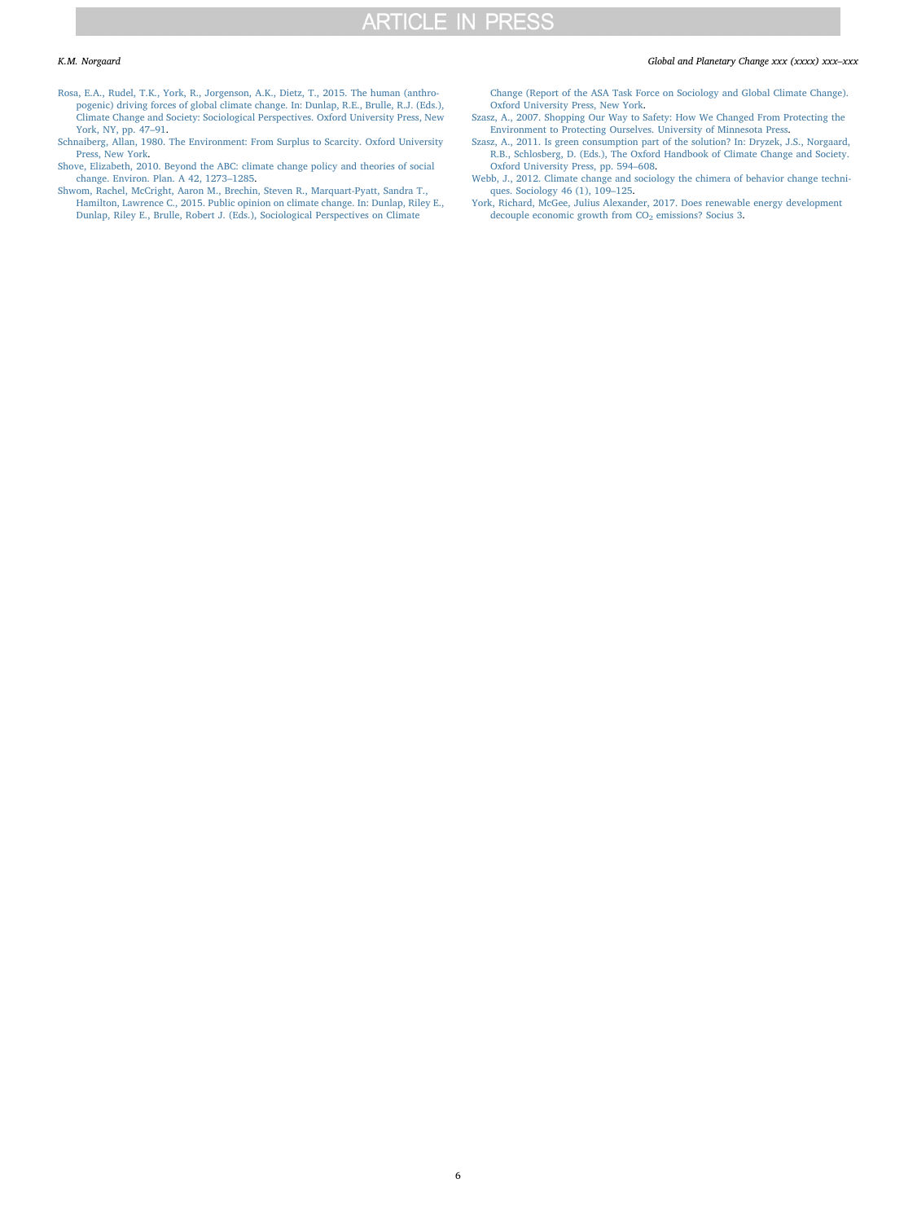Rosa, E.A., Rudel, T.K., York, R., Jorgenson, A.K., Dietz, T., 2015. The human (anthropogenic) driving forces of global climate change. In: Dunlap, R.E., Brulle, R.J. (Eds.), Climate Change and Society: Sociological Perspectives. Oxford University Press, New York, NY, pp. 47–91.

Schnaiberg, Allan, 1980. The Environment: From Surplus to Scarcity. Oxford University Press, New York.

Shove, Elizabeth, 2010. Beyond the ABC: climate change policy and theories of social change. Environ. Plan. A 42, 1273–1285.

Shwom, Rachel, McCright, Aaron M., Brechin, Steven R., Marquart-Pyatt, Sandra T., Hamilton, Lawrence C., 2015. Public opinion on climate change. In: Dunlap, Riley E., Dunlap, Riley E., Brulle, Robert J. (Eds.), Sociological Perspectives on Climate Change (Report of the ASA Task Force on Sociology and Global Climate Change). Oxford University Press, New York.

Szasz, A., 2007. Shopping Our Way to Safety: How We Changed From Protecting the Environment to Protecting Ourselves. University of Minnesota Press.

Szasz, A., 2011. Is green consumption part of the solution? In: Dryzek, J.S., Norgaard, R.B., Schlosberg, D. (Eds.), The Oxford Handbook of Climate Change and Society. Oxford University Press, pp. 594–608.

Webb, J., 2012. Climate change and sociology the chimera of behavior change techniques. Sociology 46 (1), 109–125.

York, Richard, McGee, Julius Alexander, 2017. Does renewable energy development decouple economic growth from $CO_2$ emissions? Socius 3.